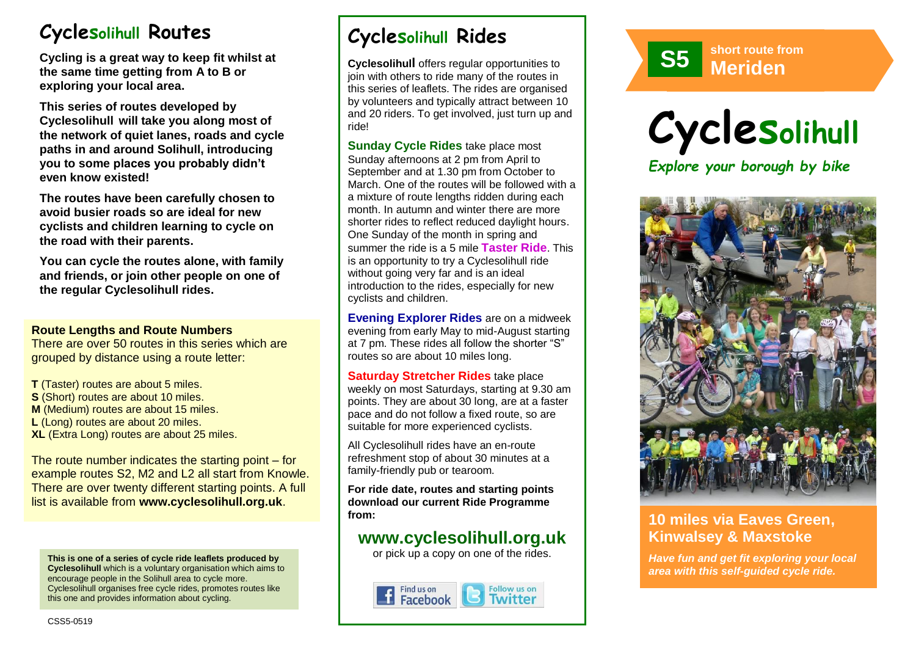# Cyclesolihull Routes

**Cycling is a great way to keep fit whilst at the same time getting from A to B or exploring your local area.**

**This series of routes developed by Cyclesolihull will take you along most of the network of quiet lanes, roads and cycle paths in and around Solihull, introducing you to some places you probably didn't even know existed!**

**The routes have been carefully chosen to avoid busier roads so are ideal for new cyclists and children learning to cycle on the road with their parents.**

**You can cycle the routes alone, with family and friends, or join other people on one of the regular Cyclesolihull rides.**

**Route Lengths and Route Numbers**

There are over 50 routes in this series which are grouped by distance using a route letter:

**T** (Taster) routes are about 5 miles.
**S** (Short) routes are about 10 miles.
**M** (Medium) routes are about 15 miles.
**L** (Long) routes are about 20 miles.
**XL** (Extra Long) routes are about 25 miles.

The route number indicates the starting point – for example routes S2, M2 and L2 all start from Knowle. There are over twenty different starting points. A full list is available from **www.cyclesolihull.org.uk**.

**This is one of a series of cycle ride leaflets produced by Cyclesolihull** which is a voluntary organisation which aims to encourage people in the Solihull area to cycle more. Cyclesolihull organises free cycle rides, promotes routes like this one and provides information about cycling.

CSS5-0519

# Cyclesolihull Rides

**Cyclesolihull** offers regular opportunities to join with others to ride many of the routes in this series of leaflets. The rides are organised by volunteers and typically attract between 10 and 20 riders. To get involved, just turn up and ride!

**Sunday Cycle Rides** take place most Sunday afternoons at 2 pm from April to September and at 1.30 pm from October to March. One of the routes will be followed with a a mixture of route lengths ridden during each month. In autumn and winter there are more shorter rides to reflect reduced daylight hours. One Sunday of the month in spring and summer the ride is a 5 mile **Taster Ride**. This is an opportunity to try a Cyclesolihull ride without going very far and is an ideal introduction to the rides, especially for new cyclists and children.

**Evening Explorer Rides** are on a midweek evening from early May to mid-August starting at 7 pm. These rides all follow the shorter "S" routes so are about 10 miles long.

**Saturday Stretcher Rides** take place weekly on most Saturdays, starting at 9.30 am points. They are about 30 long, are at a faster pace and do not follow a fixed route, so are suitable for more experienced cyclists.

All Cyclesolihull rides have an en-route refreshment stop of about 30 minutes at a family-friendly pub or tearoom.

**For ride date, routes and starting points download our current Ride Programme from:**

## www.cyclesolihull.org.uk

or pick up a copy on one of the rides.

Find us on Facebook | Follow us on Twitter

**S5** short route from **Meriden**

# Cyclesolihull

*Explore your borough by bike*

## 10 miles via Eaves Green, Kinwalsey & Maxstoke

***Have fun and get fit exploring your local area with this self-guided cycle ride.***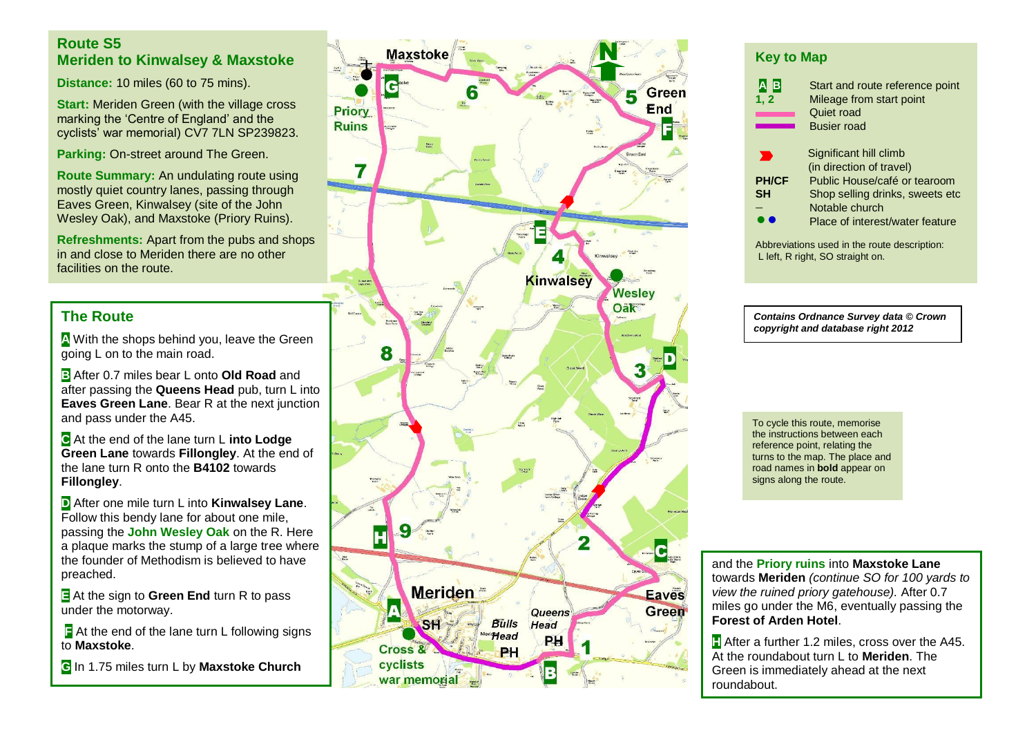## Route S5
## Meriden to Kinwalsey & Maxstoke

**Distance:** 10 miles (60 to 75 mins).

**Start:** Meriden Green (with the village cross marking the 'Centre of England' and the cyclists' war memorial) CV7 7LN SP239823.

**Parking:** On-street around The Green.

**Route Summary:** An undulating route using mostly quiet country lanes, passing through Eaves Green, Kinwalsey (site of the John Wesley Oak), and Maxstoke (Priory Ruins).

**Refreshments:** Apart from the pubs and shops in and close to Meriden there are no other facilities on the route.

## The Route

**A** With the shops behind you, leave the Green going L on to the main road.

**B** After 0.7 miles bear L onto **Old Road** and after passing the **Queens Head** pub, turn L into **Eaves Green Lane**. Bear R at the next junction and pass under the A45.

**C** At the end of the lane turn L **into Lodge Green Lane** towards **Fillongley**. At the end of the lane turn R onto the **B4102** towards **Fillongley**.

**D** After one mile turn L into **Kinwalsey Lane**. Follow this bendy lane for about one mile, passing the **John Wesley Oak** on the R. Here a plaque marks the stump of a large tree where the founder of Methodism is believed to have preached.

**E** At the sign to **Green End** turn R to pass under the motorway.

**F** At the end of the lane turn L following signs to **Maxstoke**.

**G** In 1.75 miles turn L by **Maxstoke Church** and the **Priory ruins** into **Maxstoke Lane** towards **Meriden** *(continue SO for 100 yards to view the ruined priory gatehouse).* After 0.7 miles go under the M6, eventually passing the **Forest of Arden Hotel**.

**H** After a further 1.2 miles, cross over the A45. At the roundabout turn L to **Meriden**. The Green is immediately ahead at the next roundabout.

Maxstoke
Priory Ruins
Green End
Kinwalsey
Wesley Oak
Meriden
Queens Head
Bulls Head
PH
SH
Eaves Green
Cross & cyclists war memorial
N
A B C D E F G H
1 2 3 4 5 6 7 8 9

### Key to Map

| | |
|---|---|
| A B | Start and route reference point |
| 1, 2 | Mileage from start point |
| | Quiet road |
| | Busier road |
| | Significant hill climb (in direction of travel) |
| PH/CF | Public House/café or tearoom |
| SH | Shop selling drinks, sweets etc |
| | Notable church |
| | Place of interest/water feature |

Abbreviations used in the route description: L left, R right, SO straight on.

***Contains Ordnance Survey data © Crown copyright and database right 2012***

To cycle this route, memorise the instructions between each reference point, relating the turns to the map. The place and road names in **bold** appear on signs along the route.